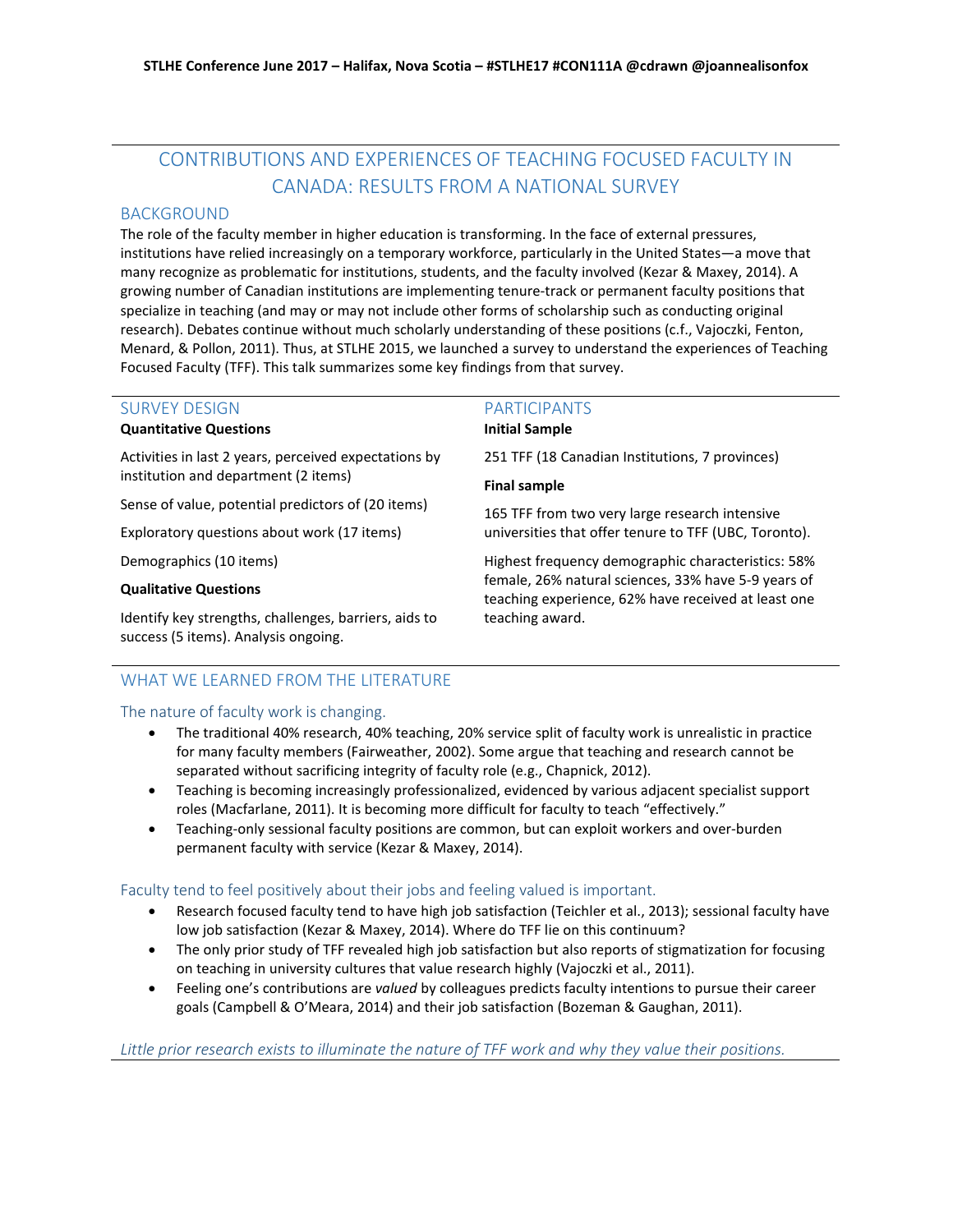STLHE Conference June 2017 – Halifax, Nova Scotia – #STLHE17 #CON111A @cdrawn @joannealisonfox

# CONTRIBUTIONS AND EXPERIENCES OF TEACHING FOCUSED FACULTY IN CANADA: RESULTS FROM A NATIONAL SURVEY

## BACKGROUND

The role of the faculty member in higher education is transforming. In the face of external pressures, institutions have relied increasingly on a temporary workforce, particularly in the United States—a move that many recognize as problematic for institutions, students, and the faculty involved (Kezar & Maxey, 2014). A growing number of Canadian institutions are implementing tenure-track or permanent faculty positions that specialize in teaching (and may or may not include other forms of scholarship such as conducting original research). Debates continue without much scholarly understanding of these positions (c.f., Vajoczki, Fenton, Menard, & Pollon, 2011). Thus, at STLHE 2015, we launched a survey to understand the experiences of Teaching Focused Faculty (TFF). This talk summarizes some key findings from that survey.

## SURVEY DESIGN

**Quantitative Questions**

Activities in last 2 years, perceived expectations by institution and department (2 items)

Sense of value, potential predictors of (20 items)

Exploratory questions about work (17 items)

Demographics (10 items)

**Qualitative Questions**

Identify key strengths, challenges, barriers, aids to success (5 items). Analysis ongoing.

## PARTICIPANTS

**Initial Sample**

251 TFF (18 Canadian Institutions, 7 provinces)

**Final sample**

165 TFF from two very large research intensive universities that offer tenure to TFF (UBC, Toronto).

Highest frequency demographic characteristics: 58% female, 26% natural sciences, 33% have 5-9 years of teaching experience, 62% have received at least one teaching award.

## WHAT WE LEARNED FROM THE LITERATURE

### The nature of faculty work is changing.

- The traditional 40% research, 40% teaching, 20% service split of faculty work is unrealistic in practice for many faculty members (Fairweather, 2002). Some argue that teaching and research cannot be separated without sacrificing integrity of faculty role (e.g., Chapnick, 2012).
- Teaching is becoming increasingly professionalized, evidenced by various adjacent specialist support roles (Macfarlane, 2011). It is becoming more difficult for faculty to teach "effectively."
- Teaching-only sessional faculty positions are common, but can exploit workers and over-burden permanent faculty with service (Kezar & Maxey, 2014).

### Faculty tend to feel positively about their jobs and feeling valued is important.

- Research focused faculty tend to have high job satisfaction (Teichler et al., 2013); sessional faculty have low job satisfaction (Kezar & Maxey, 2014). Where do TFF lie on this continuum?
- The only prior study of TFF revealed high job satisfaction but also reports of stigmatization for focusing on teaching in university cultures that value research highly (Vajoczki et al., 2011).
- Feeling one's contributions are *valued* by colleagues predicts faculty intentions to pursue their career goals (Campbell & O'Meara, 2014) and their job satisfaction (Bozeman & Gaughan, 2011).

*Little prior research exists to illuminate the nature of TFF work and why they value their positions.*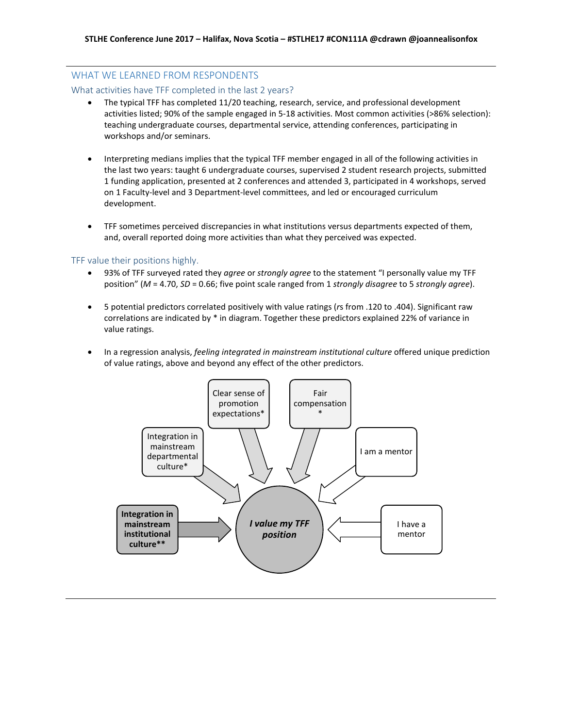## WHAT WE LEARNED FROM RESPONDENTS

### What activities have TFF completed in the last 2 years?

- The typical TFF has completed 11/20 teaching, research, service, and professional development activities listed; 90% of the sample engaged in 5-18 activities. Most common activities (>86% selection): teaching undergraduate courses, departmental service, attending conferences, participating in workshops and/or seminars.
- Interpreting medians implies that the typical TFF member engaged in all of the following activities in the last two years: taught 6 undergraduate courses, supervised 2 student research projects, submitted 1 funding application, presented at 2 conferences and attended 3, participated in 4 workshops, served on 1 Faculty-level and 3 Department-level committees, and led or encouraged curriculum development.
- TFF sometimes perceived discrepancies in what institutions versus departments expected of them, and, overall reported doing more activities than what they perceived was expected.

### TFF value their positions highly.

- 93% of TFF surveyed rated they *agree* or *strongly agree* to the statement "I personally value my TFF position" (*M* = 4.70, *SD* = 0.66; five point scale ranged from 1 *strongly disagree* to 5 *strongly agree*).
- 5 potential predictors correlated positively with value ratings (*r*s from .120 to .404). Significant raw correlations are indicated by * in diagram. Together these predictors explained 22% of variance in value ratings.
- In a regression analysis, *feeling integrated in mainstream institutional culture* offered unique prediction of value ratings, above and beyond any effect of the other predictors.

**Integration in mainstream institutional culture**** → ***I value my TFF position***

Integration in mainstream departmental culture* → ***I value my TFF position***

Clear sense of promotion expectations* → ***I value my TFF position***

Fair compensation * → ***I value my TFF position***

I am a mentor → ***I value my TFF position***

I have a mentor → ***I value my TFF position***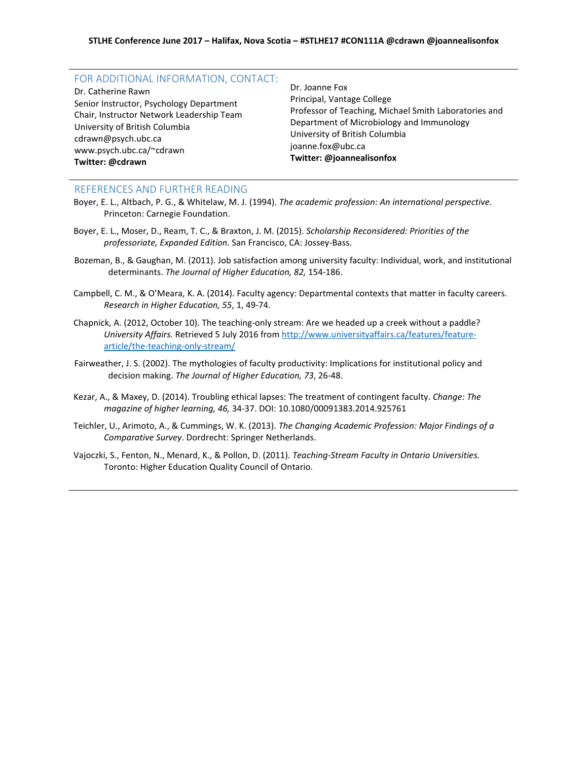## FOR ADDITIONAL INFORMATION, CONTACT:

Dr. Catherine Rawn
Senior Instructor, Psychology Department
Chair, Instructor Network Leadership Team
University of British Columbia
cdrawn@psych.ubc.ca
www.psych.ubc.ca/~cdrawn
**Twitter: @cdrawn**

Dr. Joanne Fox
Principal, Vantage College
Professor of Teaching, Michael Smith Laboratories and Department of Microbiology and Immunology
University of British Columbia
joanne.fox@ubc.ca
**Twitter: @joannealisonfox**

## REFERENCES AND FURTHER READING

Boyer, E. L., Altbach, P. G., & Whitelaw, M. J. (1994). *The academic profession: An international perspective*. Princeton: Carnegie Foundation.

Boyer, E. L., Moser, D., Ream, T. C., & Braxton, J. M. (2015). *Scholarship Reconsidered: Priorities of the professoriate, Expanded Edition*. San Francisco, CA: Jossey-Bass.

Bozeman, B., & Gaughan, M. (2011). Job satisfaction among university faculty: Individual, work, and institutional determinants. *The Journal of Higher Education, 82,* 154-186.

Campbell, C. M., & O'Meara, K. A. (2014). Faculty agency: Departmental contexts that matter in faculty careers. *Research in Higher Education, 55*, 1, 49-74.

Chapnick, A. (2012, October 10). The teaching-only stream: Are we headed up a creek without a paddle? *University Affairs.* Retrieved 5 July 2016 from http://www.universityaffairs.ca/features/feature-article/the-teaching-only-stream/

Fairweather, J. S. (2002). The mythologies of faculty productivity: Implications for institutional policy and decision making. *The Journal of Higher Education, 73*, 26-48.

Kezar, A., & Maxey, D. (2014). Troubling ethical lapses: The treatment of contingent faculty. *Change: The magazine of higher learning, 46,* 34-37. DOI: 10.1080/00091383.2014.925761

Teichler, U., Arimoto, A., & Cummings, W. K. (2013). *The Changing Academic Profession: Major Findings of a Comparative Survey*. Dordrecht: Springer Netherlands.

Vajoczki, S., Fenton, N., Menard, K., & Pollon, D. (2011). *Teaching-Stream Faculty in Ontario Universities.* Toronto: Higher Education Quality Council of Ontario.